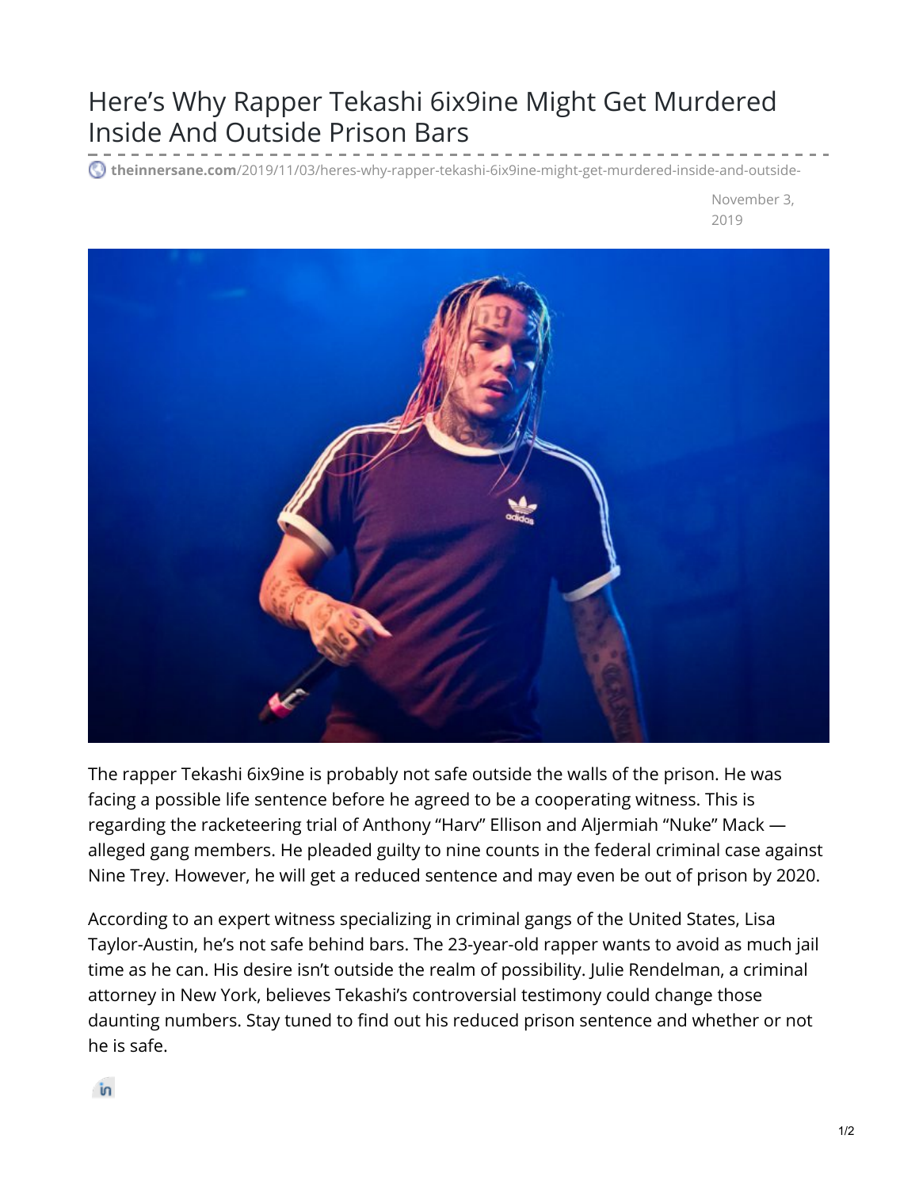# Here's Why Rapper Tekashi 6ix9ine Might Get Murdered Inside And Outside Prison Bars

**theinnersane.com**/2019/11/03/heres-why-rapper-tekashi-6ix9ine-might-get-murdered-inside-and-outside-

November 3, 2019

The rapper Tekashi 6ix9ine is probably not safe outside the walls of the prison. He was facing a possible life sentence before he agreed to be a cooperating witness. This is regarding the racketeering trial of Anthony "Harv" Ellison and Aljermiah "Nuke" Mack — alleged gang members. He pleaded guilty to nine counts in the federal criminal case against Nine Trey. However, he will get a reduced sentence and may even be out of prison by 2020.

According to an expert witness specializing in criminal gangs of the United States, Lisa Taylor-Austin, he's not safe behind bars. The 23-year-old rapper wants to avoid as much jail time as he can. His desire isn't outside the realm of possibility. Julie Rendelman, a criminal attorney in New York, believes Tekashi's controversial testimony could change those daunting numbers. Stay tuned to find out his reduced prison sentence and whether or not he is safe.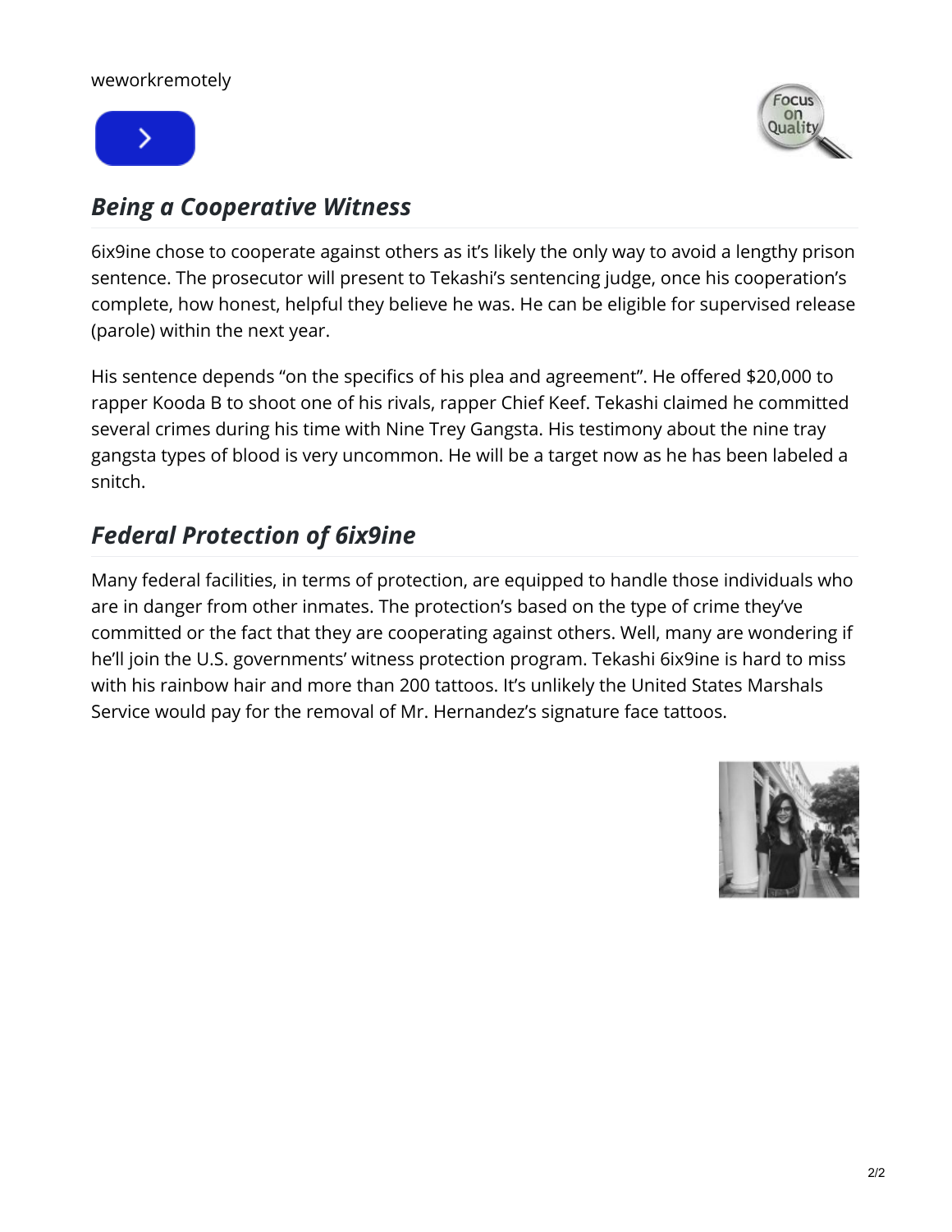weworkremotely

## *Being a Cooperative Witness*

6ix9ine chose to cooperate against others as it's likely the only way to avoid a lengthy prison sentence. The prosecutor will present to Tekashi's sentencing judge, once his cooperation's complete, how honest, helpful they believe he was. He can be eligible for supervised release (parole) within the next year.

His sentence depends "on the specifics of his plea and agreement". He offered $20,000 to rapper Kooda B to shoot one of his rivals, rapper Chief Keef. Tekashi claimed he committed several crimes during his time with Nine Trey Gangsta. His testimony about the nine tray gangsta types of blood is very uncommon. He will be a target now as he has been labeled a snitch.

## *Federal Protection of 6ix9ine*

Many federal facilities, in terms of protection, are equipped to handle those individuals who are in danger from other inmates. The protection's based on the type of crime they've committed or the fact that they are cooperating against others. Well, many are wondering if he'll join the U.S. governments' witness protection program. Tekashi 6ix9ine is hard to miss with his rainbow hair and more than 200 tattoos. It's unlikely the United States Marshals Service would pay for the removal of Mr. Hernandez's signature face tattoos.